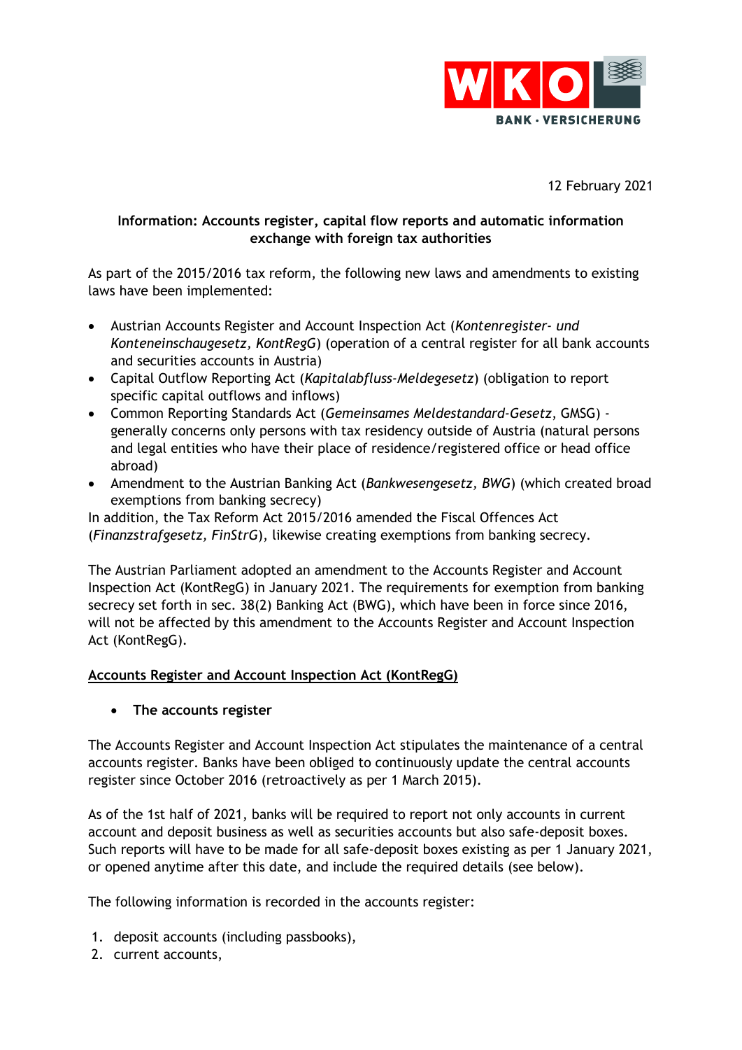12 February 2021

**Information: Accounts register, capital flow reports and automatic information exchange with foreign tax authorities**

As part of the 2015/2016 tax reform, the following new laws and amendments to existing laws have been implemented:

- Austrian Accounts Register and Account Inspection Act (*Kontenregister- und Konteneinschaugesetz, KontRegG*) (operation of a central register for all bank accounts and securities accounts in Austria)
- Capital Outflow Reporting Act (*Kapitalabfluss-Meldegesetz*) (obligation to report specific capital outflows and inflows)
- Common Reporting Standards Act (*Gemeinsames Meldestandard-Gesetz*, GMSG) - generally concerns only persons with tax residency outside of Austria (natural persons and legal entities who have their place of residence/registered office or head office abroad)
- Amendment to the Austrian Banking Act (*Bankwesengesetz, BWG*) (which created broad exemptions from banking secrecy)

In addition, the Tax Reform Act 2015/2016 amended the Fiscal Offences Act (*Finanzstrafgesetz, FinStrG*), likewise creating exemptions from banking secrecy.

The Austrian Parliament adopted an amendment to the Accounts Register and Account Inspection Act (KontRegG) in January 2021. The requirements for exemption from banking secrecy set forth in sec. 38(2) Banking Act (BWG), which have been in force since 2016, will not be affected by this amendment to the Accounts Register and Account Inspection Act (KontRegG).

## Accounts Register and Account Inspection Act (KontRegG)

- **The accounts register**

The Accounts Register and Account Inspection Act stipulates the maintenance of a central accounts register. Banks have been obliged to continuously update the central accounts register since October 2016 (retroactively as per 1 March 2015).

As of the 1st half of 2021, banks will be required to report not only accounts in current account and deposit business as well as securities accounts but also safe-deposit boxes. Such reports will have to be made for all safe-deposit boxes existing as per 1 January 2021, or opened anytime after this date, and include the required details (see below).

The following information is recorded in the accounts register:

1. deposit accounts (including passbooks),
2. current accounts,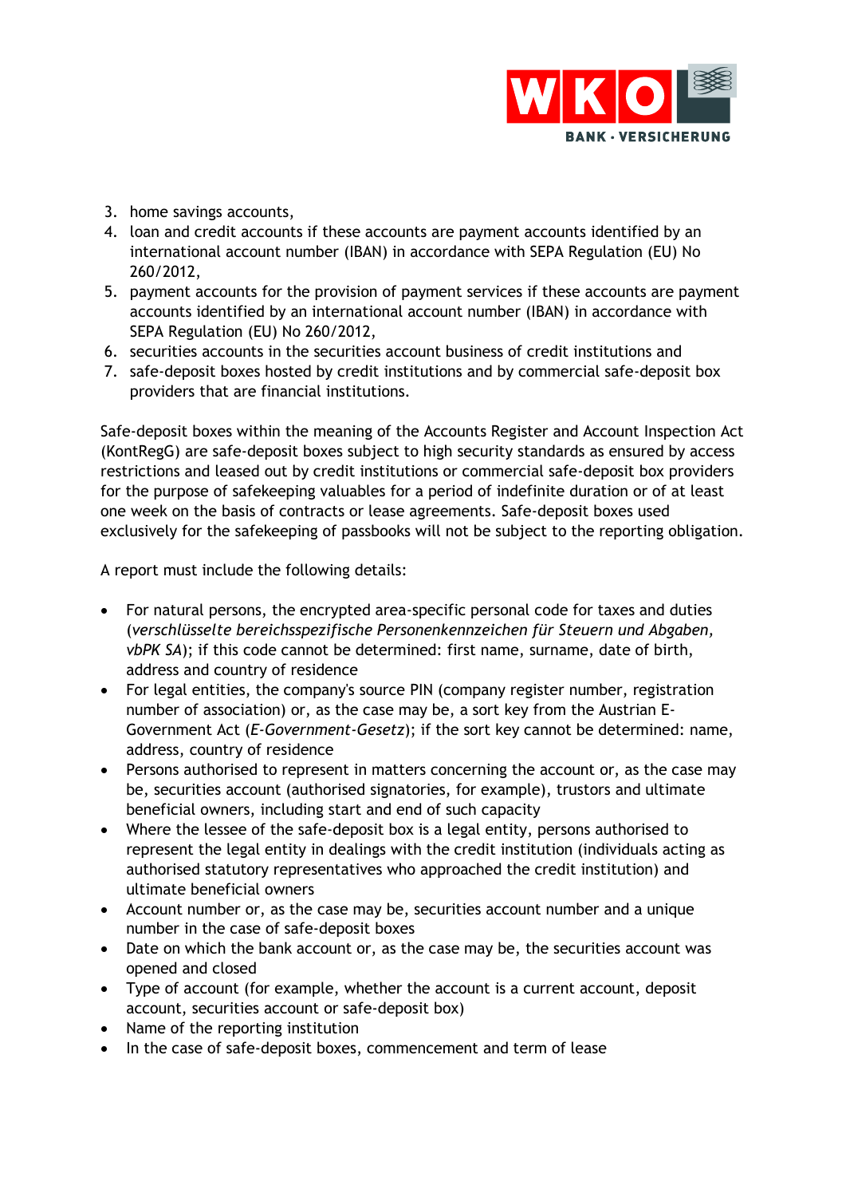3. home savings accounts,
4. loan and credit accounts if these accounts are payment accounts identified by an international account number (IBAN) in accordance with SEPA Regulation (EU) No 260/2012,
5. payment accounts for the provision of payment services if these accounts are payment accounts identified by an international account number (IBAN) in accordance with SEPA Regulation (EU) No 260/2012,
6. securities accounts in the securities account business of credit institutions and
7. safe-deposit boxes hosted by credit institutions and by commercial safe-deposit box providers that are financial institutions.

Safe-deposit boxes within the meaning of the Accounts Register and Account Inspection Act (KontRegG) are safe-deposit boxes subject to high security standards as ensured by access restrictions and leased out by credit institutions or commercial safe-deposit box providers for the purpose of safekeeping valuables for a period of indefinite duration or of at least one week on the basis of contracts or lease agreements. Safe-deposit boxes used exclusively for the safekeeping of passbooks will not be subject to the reporting obligation.

A report must include the following details:

- For natural persons, the encrypted area-specific personal code for taxes and duties (*verschlüsselte bereichsspezifische Personenkennzeichen für Steuern und Abgaben, vbPK SA*); if this code cannot be determined: first name, surname, date of birth, address and country of residence
- For legal entities, the company's source PIN (company register number, registration number of association) or, as the case may be, a sort key from the Austrian E-Government Act (*E-Government-Gesetz*); if the sort key cannot be determined: name, address, country of residence
- Persons authorised to represent in matters concerning the account or, as the case may be, securities account (authorised signatories, for example), trustors and ultimate beneficial owners, including start and end of such capacity
- Where the lessee of the safe-deposit box is a legal entity, persons authorised to represent the legal entity in dealings with the credit institution (individuals acting as authorised statutory representatives who approached the credit institution) and ultimate beneficial owners
- Account number or, as the case may be, securities account number and a unique number in the case of safe-deposit boxes
- Date on which the bank account or, as the case may be, the securities account was opened and closed
- Type of account (for example, whether the account is a current account, deposit account, securities account or safe-deposit box)
- Name of the reporting institution
- In the case of safe-deposit boxes, commencement and term of lease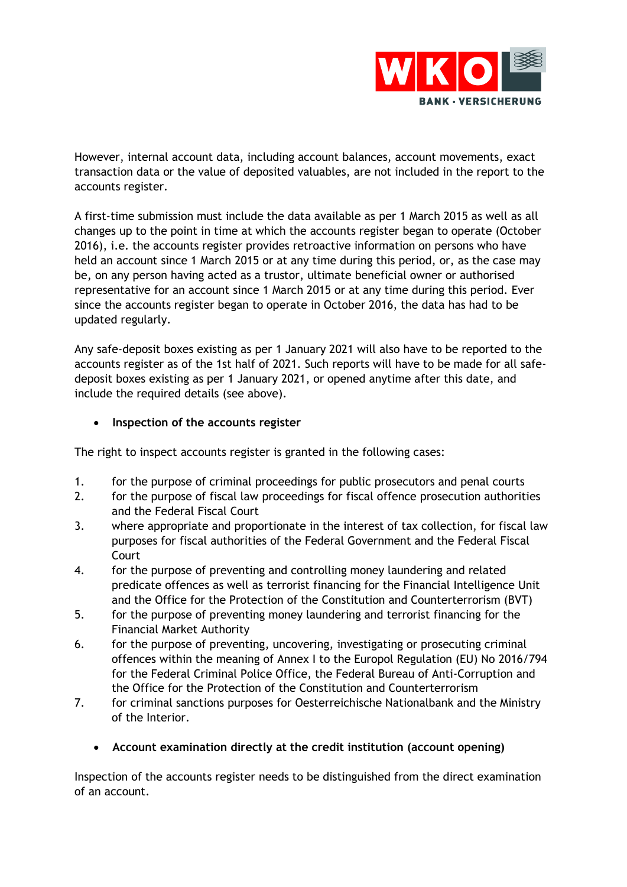However, internal account data, including account balances, account movements, exact transaction data or the value of deposited valuables, are not included in the report to the accounts register.

A first-time submission must include the data available as per 1 March 2015 as well as all changes up to the point in time at which the accounts register began to operate (October 2016), i.e. the accounts register provides retroactive information on persons who have held an account since 1 March 2015 or at any time during this period, or, as the case may be, on any person having acted as a trustor, ultimate beneficial owner or authorised representative for an account since 1 March 2015 or at any time during this period. Ever since the accounts register began to operate in October 2016, the data has had to be updated regularly.

Any safe-deposit boxes existing as per 1 January 2021 will also have to be reported to the accounts register as of the 1st half of 2021. Such reports will have to be made for all safe-deposit boxes existing as per 1 January 2021, or opened anytime after this date, and include the required details (see above).

- **Inspection of the accounts register**

The right to inspect accounts register is granted in the following cases:

1. for the purpose of criminal proceedings for public prosecutors and penal courts
2. for the purpose of fiscal law proceedings for fiscal offence prosecution authorities and the Federal Fiscal Court
3. where appropriate and proportionate in the interest of tax collection, for fiscal law purposes for fiscal authorities of the Federal Government and the Federal Fiscal Court
4. for the purpose of preventing and controlling money laundering and related predicate offences as well as terrorist financing for the Financial Intelligence Unit and the Office for the Protection of the Constitution and Counterterrorism (BVT)
5. for the purpose of preventing money laundering and terrorist financing for the Financial Market Authority
6. for the purpose of preventing, uncovering, investigating or prosecuting criminal offences within the meaning of Annex I to the Europol Regulation (EU) No 2016/794 for the Federal Criminal Police Office, the Federal Bureau of Anti-Corruption and the Office for the Protection of the Constitution and Counterterrorism
7. for criminal sanctions purposes for Oesterreichische Nationalbank and the Ministry of the Interior.

- **Account examination directly at the credit institution (account opening)**

Inspection of the accounts register needs to be distinguished from the direct examination of an account.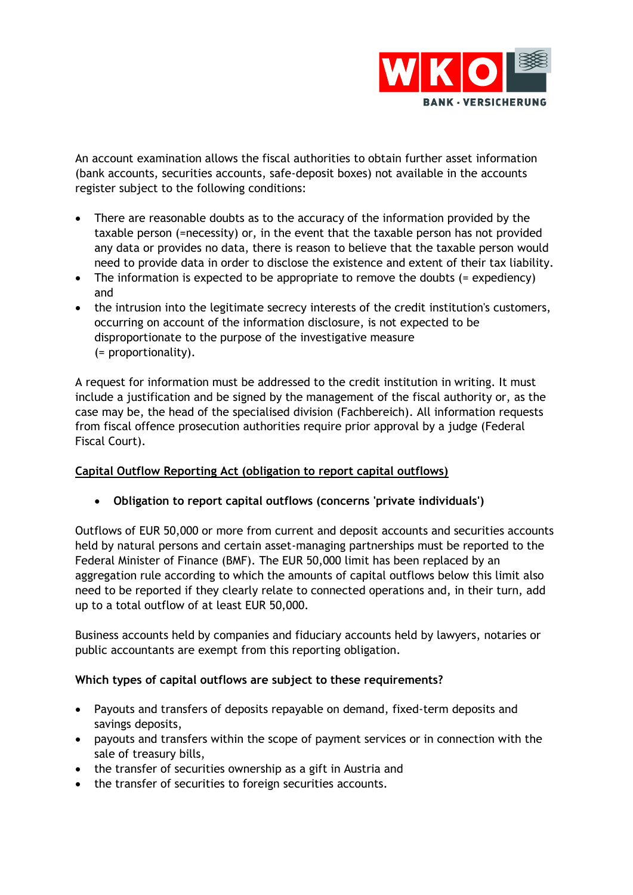An account examination allows the fiscal authorities to obtain further asset information (bank accounts, securities accounts, safe-deposit boxes) not available in the accounts register subject to the following conditions:

- There are reasonable doubts as to the accuracy of the information provided by the taxable person (=necessity) or, in the event that the taxable person has not provided any data or provides no data, there is reason to believe that the taxable person would need to provide data in order to disclose the existence and extent of their tax liability.
- The information is expected to be appropriate to remove the doubts (= expediency) and
- the intrusion into the legitimate secrecy interests of the credit institution's customers, occurring on account of the information disclosure, is not expected to be disproportionate to the purpose of the investigative measure (= proportionality).

A request for information must be addressed to the credit institution in writing. It must include a justification and be signed by the management of the fiscal authority or, as the case may be, the head of the specialised division (Fachbereich). All information requests from fiscal offence prosecution authorities require prior approval by a judge (Federal Fiscal Court).

## Capital Outflow Reporting Act (obligation to report capital outflows)

- **Obligation to report capital outflows (concerns 'private individuals')**

Outflows of EUR 50,000 or more from current and deposit accounts and securities accounts held by natural persons and certain asset-managing partnerships must be reported to the Federal Minister of Finance (BMF). The EUR 50,000 limit has been replaced by an aggregation rule according to which the amounts of capital outflows below this limit also need to be reported if they clearly relate to connected operations and, in their turn, add up to a total outflow of at least EUR 50,000.

Business accounts held by companies and fiduciary accounts held by lawyers, notaries or public accountants are exempt from this reporting obligation.

**Which types of capital outflows are subject to these requirements?**

- Payouts and transfers of deposits repayable on demand, fixed-term deposits and savings deposits,
- payouts and transfers within the scope of payment services or in connection with the sale of treasury bills,
- the transfer of securities ownership as a gift in Austria and
- the transfer of securities to foreign securities accounts.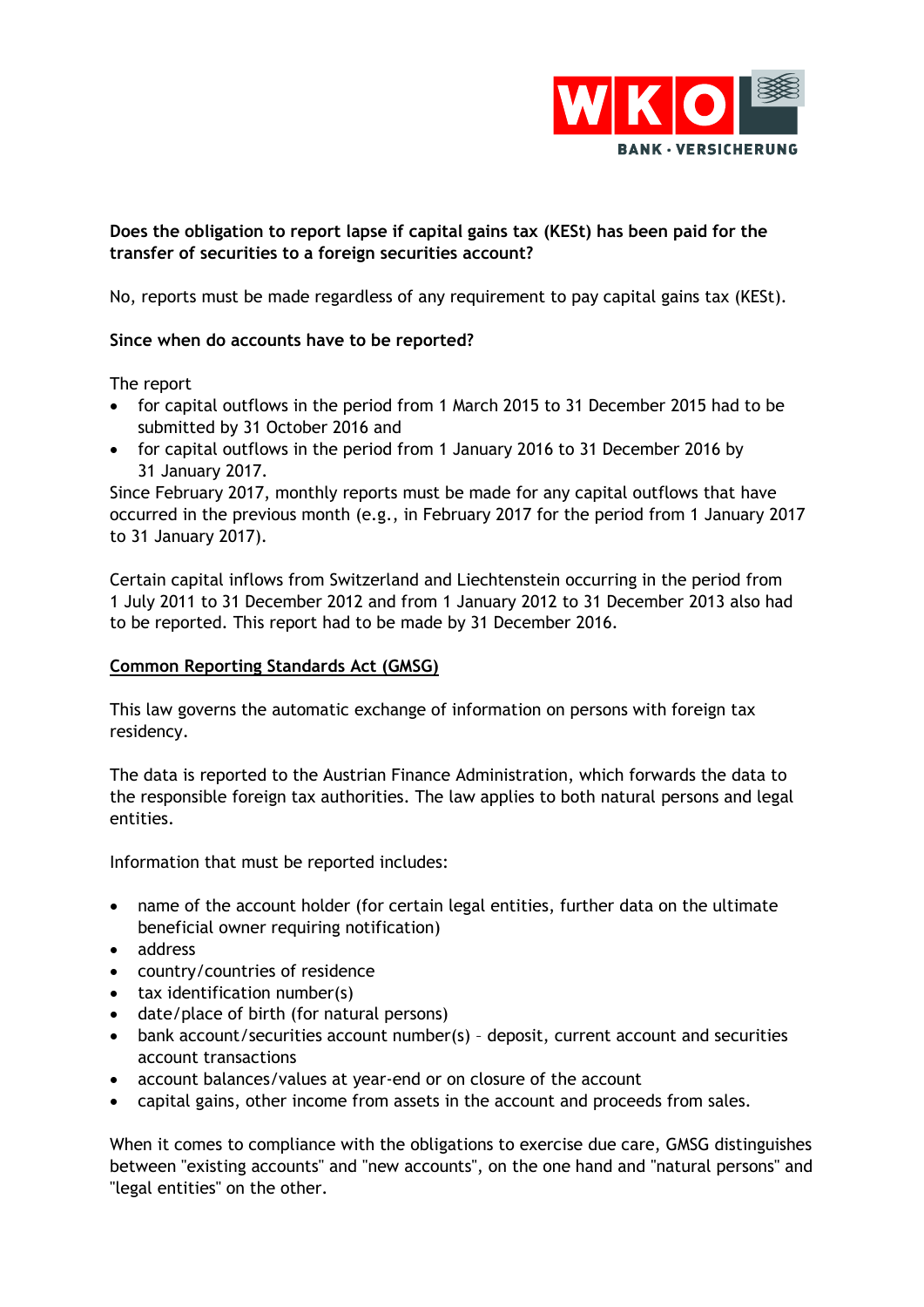**Does the obligation to report lapse if capital gains tax (KESt) has been paid for the transfer of securities to a foreign securities account?**

No, reports must be made regardless of any requirement to pay capital gains tax (KESt).

**Since when do accounts have to be reported?**

The report

- for capital outflows in the period from 1 March 2015 to 31 December 2015 had to be submitted by 31 October 2016 and
- for capital outflows in the period from 1 January 2016 to 31 December 2016 by 31 January 2017.

Since February 2017, monthly reports must be made for any capital outflows that have occurred in the previous month (e.g., in February 2017 for the period from 1 January 2017 to 31 January 2017).

Certain capital inflows from Switzerland and Liechtenstein occurring in the period from 1 July 2011 to 31 December 2012 and from 1 January 2012 to 31 December 2013 also had to be reported. This report had to be made by 31 December 2016.

**Common Reporting Standards Act (GMSG)**

This law governs the automatic exchange of information on persons with foreign tax residency.

The data is reported to the Austrian Finance Administration, which forwards the data to the responsible foreign tax authorities. The law applies to both natural persons and legal entities.

Information that must be reported includes:

- name of the account holder (for certain legal entities, further data on the ultimate beneficial owner requiring notification)
- address
- country/countries of residence
- tax identification number(s)
- date/place of birth (for natural persons)
- bank account/securities account number(s) – deposit, current account and securities account transactions
- account balances/values at year-end or on closure of the account
- capital gains, other income from assets in the account and proceeds from sales.

When it comes to compliance with the obligations to exercise due care, GMSG distinguishes between "existing accounts" and "new accounts", on the one hand and "natural persons" and "legal entities" on the other.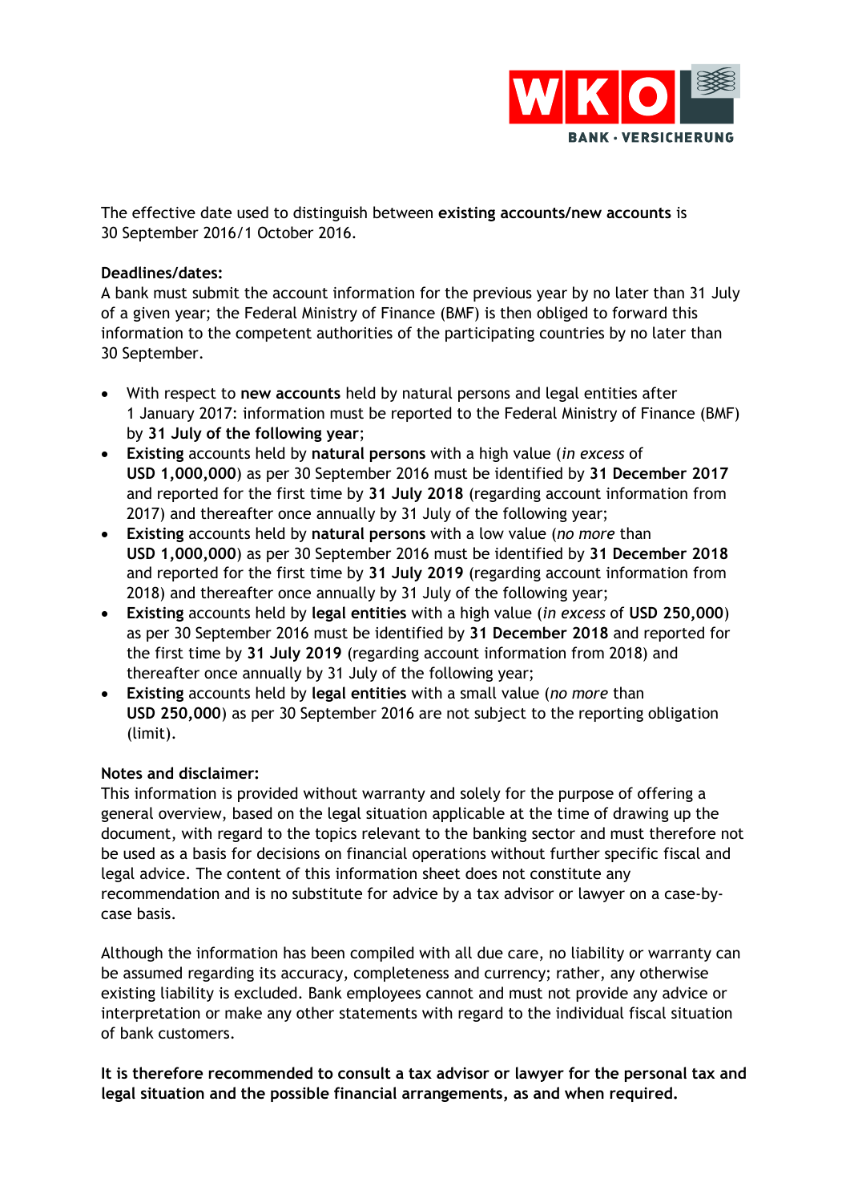The effective date used to distinguish between **existing accounts/new accounts** is 30 September 2016/1 October 2016.

**Deadlines/dates:**
A bank must submit the account information for the previous year by no later than 31 July of a given year; the Federal Ministry of Finance (BMF) is then obliged to forward this information to the competent authorities of the participating countries by no later than 30 September.

- With respect to **new accounts** held by natural persons and legal entities after 1 January 2017: information must be reported to the Federal Ministry of Finance (BMF) by **31 July of the following year**;
- **Existing** accounts held by **natural persons** with a high value (*in excess* of **USD 1,000,000**) as per 30 September 2016 must be identified by **31 December 2017** and reported for the first time by **31 July 2018** (regarding account information from 2017) and thereafter once annually by 31 July of the following year;
- **Existing** accounts held by **natural persons** with a low value (*no more* than **USD 1,000,000**) as per 30 September 2016 must be identified by **31 December 2018** and reported for the first time by **31 July 2019** (regarding account information from 2018) and thereafter once annually by 31 July of the following year;
- **Existing** accounts held by **legal entities** with a high value (*in excess* of **USD 250,000**) as per 30 September 2016 must be identified by **31 December 2018** and reported for the first time by **31 July 2019** (regarding account information from 2018) and thereafter once annually by 31 July of the following year;
- **Existing** accounts held by **legal entities** with a small value (*no more* than **USD 250,000**) as per 30 September 2016 are not subject to the reporting obligation (limit).

**Notes and disclaimer:**
This information is provided without warranty and solely for the purpose of offering a general overview, based on the legal situation applicable at the time of drawing up the document, with regard to the topics relevant to the banking sector and must therefore not be used as a basis for decisions on financial operations without further specific fiscal and legal advice. The content of this information sheet does not constitute any recommendation and is no substitute for advice by a tax advisor or lawyer on a case-by-case basis.

Although the information has been compiled with all due care, no liability or warranty can be assumed regarding its accuracy, completeness and currency; rather, any otherwise existing liability is excluded. Bank employees cannot and must not provide any advice or interpretation or make any other statements with regard to the individual fiscal situation of bank customers.

**It is therefore recommended to consult a tax advisor or lawyer for the personal tax and legal situation and the possible financial arrangements, as and when required.**